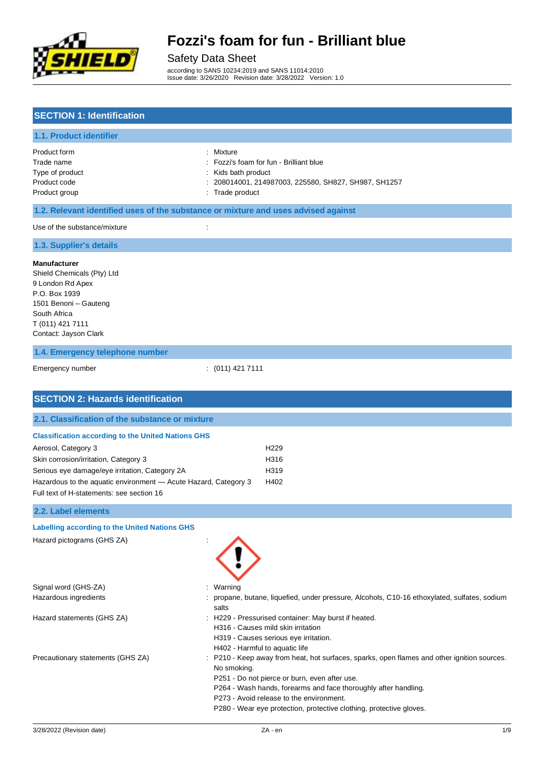# Fozzi's foam for fun - Brilliant blue

Safety Data Sheet

according to SANS 10234:2019 and SANS 11014:2010
Issue date: 3/26/2020 Revision date: 3/28/2022 Version: 1.0

## SECTION 1: Identification

### 1.1. Product identifier

Product form : Mixture
Trade name : Fozzi's foam for fun - Brilliant blue
Type of product : Kids bath product
Product code : 208014001, 214987003, 225580, SH827, SH987, SH1257
Product group : Trade product

### 1.2. Relevant identified uses of the substance or mixture and uses advised against

Use of the substance/mixture :

### 1.3. Supplier's details

**Manufacturer**
Shield Chemicals (Pty) Ltd
9 London Rd Apex
P.O. Box 1939
1501 Benoni – Gauteng
South Africa
T (011) 421 7111
Contact: Jayson Clark

### 1.4. Emergency telephone number

Emergency number : (011) 421 7111

## SECTION 2: Hazards identification

### 2.1. Classification of the substance or mixture

**Classification according to the United Nations GHS**

| | |
|---|---|
| Aerosol, Category 3 | H229 |
| Skin corrosion/irritation, Category 3 | H316 |
| Serious eye damage/eye irritation, Category 2A | H319 |
| Hazardous to the aquatic environment — Acute Hazard, Category 3 | H402 |

Full text of H-statements: see section 16

### 2.2. Label elements

**Labelling according to the United Nations GHS**

Hazard pictograms (GHS ZA) :

Signal word (GHS-ZA) : Warning

Hazardous ingredients : propane, butane, liquefied, under pressure, Alcohols, C10-16 ethoxylated, sulfates, sodium salts

Hazard statements (GHS ZA) : H229 - Pressurised container: May burst if heated.
H316 - Causes mild skin irritation
H319 - Causes serious eye irritation.
H402 - Harmful to aquatic life

Precautionary statements (GHS ZA) : P210 - Keep away from heat, hot surfaces, sparks, open flames and other ignition sources. No smoking.
P251 - Do not pierce or burn, even after use.
P264 - Wash hands, forearms and face thoroughly after handling.
P273 - Avoid release to the environment.
P280 - Wear eye protection, protective clothing, protective gloves.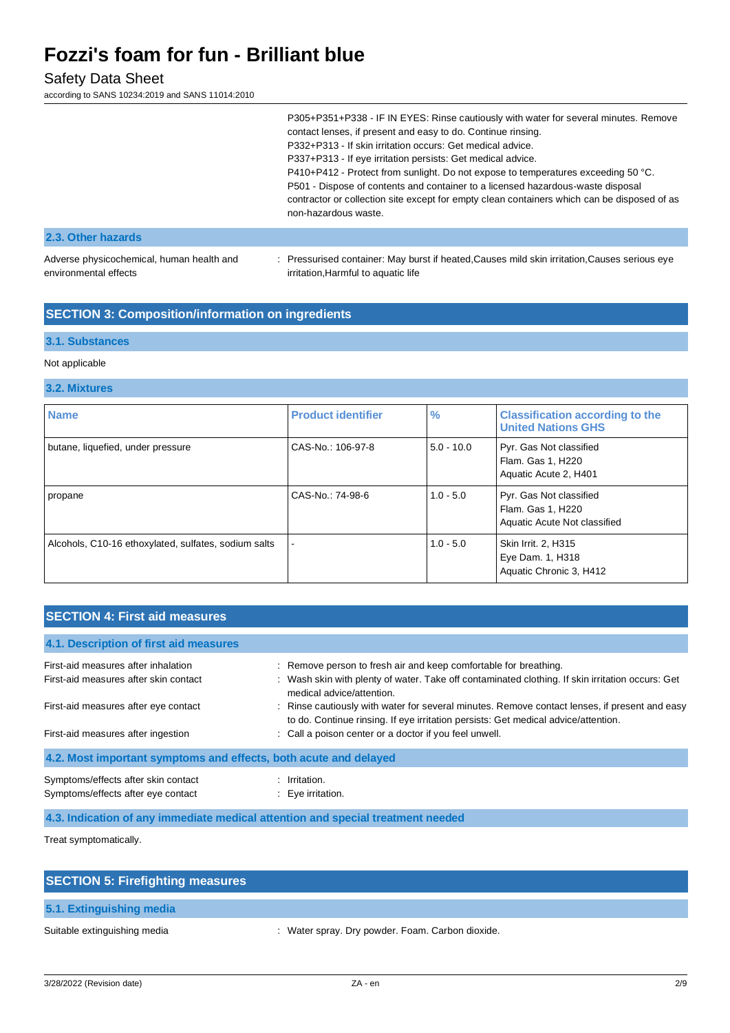P305+P351+P338 - IF IN EYES: Rinse cautiously with water for several minutes. Remove contact lenses, if present and easy to do. Continue rinsing.
P332+P313 - If skin irritation occurs: Get medical advice.
P337+P313 - If eye irritation persists: Get medical advice.
P410+P412 - Protect from sunlight. Do not expose to temperatures exceeding 50 °C.
P501 - Dispose of contents and container to a licensed hazardous-waste disposal contractor or collection site except for empty clean containers which can be disposed of as non-hazardous waste.

### 2.3. Other hazards

Adverse physicochemical, human health and environmental effects : Pressurised container: May burst if heated,Causes mild skin irritation,Causes serious eye irritation,Harmful to aquatic life

## SECTION 3: Composition/information on ingredients

### 3.1. Substances

Not applicable

### 3.2. Mixtures

| Name | Product identifier | % | Classification according to the United Nations GHS |
|---|---|---|---|
| butane, liquefied, under pressure | CAS-No.: 106-97-8 | 5.0 - 10.0 | Pyr. Gas Not classified<br>Flam. Gas 1, H220<br>Aquatic Acute 2, H401 |
| propane | CAS-No.: 74-98-6 | 1.0 - 5.0 | Pyr. Gas Not classified<br>Flam. Gas 1, H220<br>Aquatic Acute Not classified |
| Alcohols, C10-16 ethoxylated, sulfates, sodium salts | - | 1.0 - 5.0 | Skin Irrit. 2, H315<br>Eye Dam. 1, H318<br>Aquatic Chronic 3, H412 |

## SECTION 4: First aid measures

### 4.1. Description of first aid measures

First-aid measures after inhalation : Remove person to fresh air and keep comfortable for breathing.

First-aid measures after skin contact : Wash skin with plenty of water. Take off contaminated clothing. If skin irritation occurs: Get medical advice/attention.

First-aid measures after eye contact : Rinse cautiously with water for several minutes. Remove contact lenses, if present and easy to do. Continue rinsing. If eye irritation persists: Get medical advice/attention.

First-aid measures after ingestion : Call a poison center or a doctor if you feel unwell.

### 4.2. Most important symptoms and effects, both acute and delayed

Symptoms/effects after skin contact : Irritation.

Symptoms/effects after eye contact : Eye irritation.

### 4.3. Indication of any immediate medical attention and special treatment needed

Treat symptomatically.

## SECTION 5: Firefighting measures

### 5.1. Extinguishing media

Suitable extinguishing media : Water spray. Dry powder. Foam. Carbon dioxide.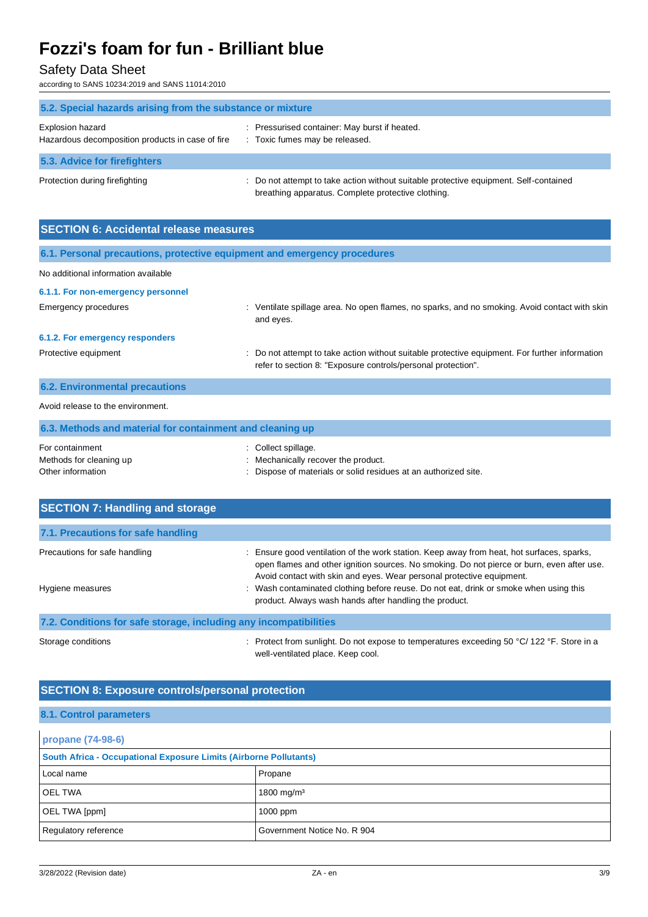### 5.2. Special hazards arising from the substance or mixture

Explosion hazard : Pressurised container: May burst if heated.
Hazardous decomposition products in case of fire : Toxic fumes may be released.

### 5.3. Advice for firefighters

Protection during firefighting : Do not attempt to take action without suitable protective equipment. Self-contained breathing apparatus. Complete protective clothing.

## SECTION 6: Accidental release measures

### 6.1. Personal precautions, protective equipment and emergency procedures

No additional information available

#### 6.1.1. For non-emergency personnel

Emergency procedures : Ventilate spillage area. No open flames, no sparks, and no smoking. Avoid contact with skin and eyes.

#### 6.1.2. For emergency responders

Protective equipment : Do not attempt to take action without suitable protective equipment. For further information refer to section 8: "Exposure controls/personal protection".

### 6.2. Environmental precautions

Avoid release to the environment.

### 6.3. Methods and material for containment and cleaning up

For containment : Collect spillage.
Methods for cleaning up : Mechanically recover the product.
Other information : Dispose of materials or solid residues at an authorized site.

## SECTION 7: Handling and storage

### 7.1. Precautions for safe handling

Precautions for safe handling : Ensure good ventilation of the work station. Keep away from heat, hot surfaces, sparks, open flames and other ignition sources. No smoking. Do not pierce or burn, even after use. Avoid contact with skin and eyes. Wear personal protective equipment.

Hygiene measures : Wash contaminated clothing before reuse. Do not eat, drink or smoke when using this product. Always wash hands after handling the product.

### 7.2. Conditions for safe storage, including any incompatibilities

Storage conditions : Protect from sunlight. Do not expose to temperatures exceeding 50 °C/ 122 °F. Store in a well-ventilated place. Keep cool.

## SECTION 8: Exposure controls/personal protection

### 8.1. Control parameters

| propane (74-98-6) | |
|---|---|
| **South Africa - Occupational Exposure Limits (Airborne Pollutants)** | |
| Local name | Propane |
| OEL TWA | 1800 mg/m³ |
| OEL TWA [ppm] | 1000 ppm |
| Regulatory reference | Government Notice No. R 904 |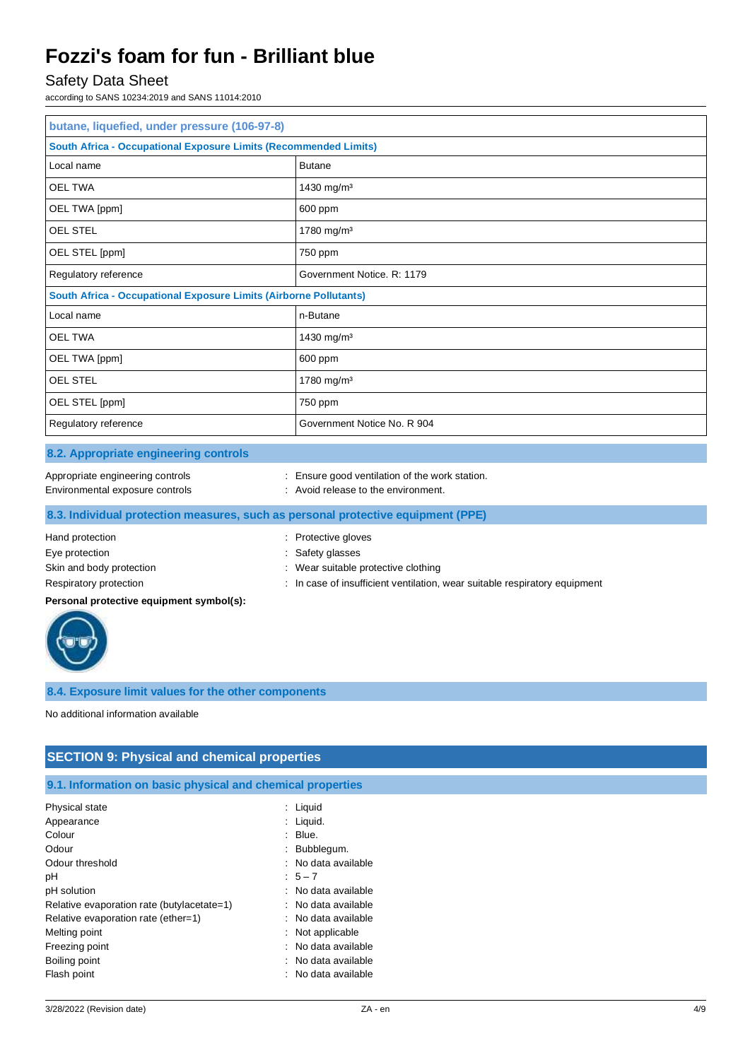| butane, liquefied, under pressure (106-97-8) | |
|---|---|
| **South Africa - Occupational Exposure Limits (Recommended Limits)** | |
| Local name | Butane |
| OEL TWA | 1430 mg/m³ |
| OEL TWA [ppm] | 600 ppm |
| OEL STEL | 1780 mg/m³ |
| OEL STEL [ppm] | 750 ppm |
| Regulatory reference | Government Notice. R: 1179 |
| **South Africa - Occupational Exposure Limits (Airborne Pollutants)** | |
| Local name | n-Butane |
| OEL TWA | 1430 mg/m³ |
| OEL TWA [ppm] | 600 ppm |
| OEL STEL | 1780 mg/m³ |
| OEL STEL [ppm] | 750 ppm |
| Regulatory reference | Government Notice No. R 904 |

### 8.2. Appropriate engineering controls

Appropriate engineering controls : Ensure good ventilation of the work station.
Environmental exposure controls : Avoid release to the environment.

### 8.3. Individual protection measures, such as personal protective equipment (PPE)

Hand protection : Protective gloves
Eye protection : Safety glasses
Skin and body protection : Wear suitable protective clothing
Respiratory protection : In case of insufficient ventilation, wear suitable respiratory equipment

**Personal protective equipment symbol(s):**

### 8.4. Exposure limit values for the other components

No additional information available

## SECTION 9: Physical and chemical properties

### 9.1. Information on basic physical and chemical properties

Physical state : Liquid
Appearance : Liquid.
Colour : Blue.
Odour : Bubblegum.
Odour threshold : No data available
pH : 5 – 7
pH solution : No data available
Relative evaporation rate (butylacetate=1) : No data available
Relative evaporation rate (ether=1) : No data available
Melting point : Not applicable
Freezing point : No data available
Boiling point : No data available
Flash point : No data available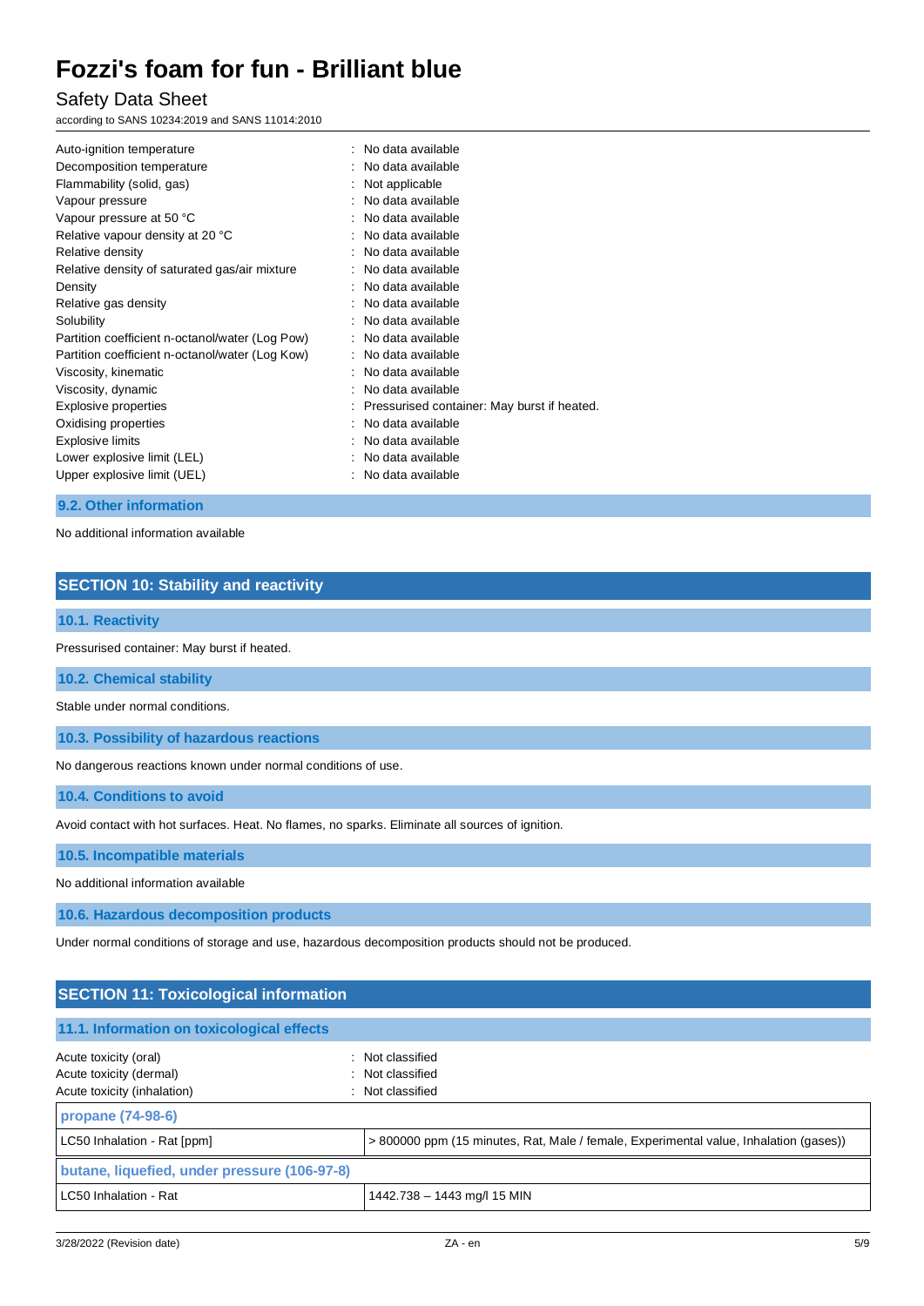| | |
|---|---|
| Auto-ignition temperature | : No data available |
| Decomposition temperature | : No data available |
| Flammability (solid, gas) | : Not applicable |
| Vapour pressure | : No data available |
| Vapour pressure at 50 °C | : No data available |
| Relative vapour density at 20 °C | : No data available |
| Relative density | : No data available |
| Relative density of saturated gas/air mixture | : No data available |
| Density | : No data available |
| Relative gas density | : No data available |
| Solubility | : No data available |
| Partition coefficient n-octanol/water (Log Pow) | : No data available |
| Partition coefficient n-octanol/water (Log Kow) | : No data available |
| Viscosity, kinematic | : No data available |
| Viscosity, dynamic | : No data available |
| Explosive properties | : Pressurised container: May burst if heated. |
| Oxidising properties | : No data available |
| Explosive limits | : No data available |
| Lower explosive limit (LEL) | : No data available |
| Upper explosive limit (UEL) | : No data available |

### 9.2. Other information

No additional information available

## SECTION 10: Stability and reactivity

### 10.1. Reactivity

Pressurised container: May burst if heated.

### 10.2. Chemical stability

Stable under normal conditions.

### 10.3. Possibility of hazardous reactions

No dangerous reactions known under normal conditions of use.

### 10.4. Conditions to avoid

Avoid contact with hot surfaces. Heat. No flames, no sparks. Eliminate all sources of ignition.

### 10.5. Incompatible materials

No additional information available

### 10.6. Hazardous decomposition products

Under normal conditions of storage and use, hazardous decomposition products should not be produced.

## SECTION 11: Toxicological information

### 11.1. Information on toxicological effects

| | |
|---|---|
| Acute toxicity (oral) | : Not classified |
| Acute toxicity (dermal) | : Not classified |
| Acute toxicity (inhalation) | : Not classified |

| propane (74-98-6) | |
|---|---|
| LC50 Inhalation - Rat [ppm] | > 800000 ppm (15 minutes, Rat, Male / female, Experimental value, Inhalation (gases)) |

| butane, liquefied, under pressure (106-97-8) | |
|---|---|
| LC50 Inhalation - Rat | 1442.738 – 1443 mg/l 15 MIN |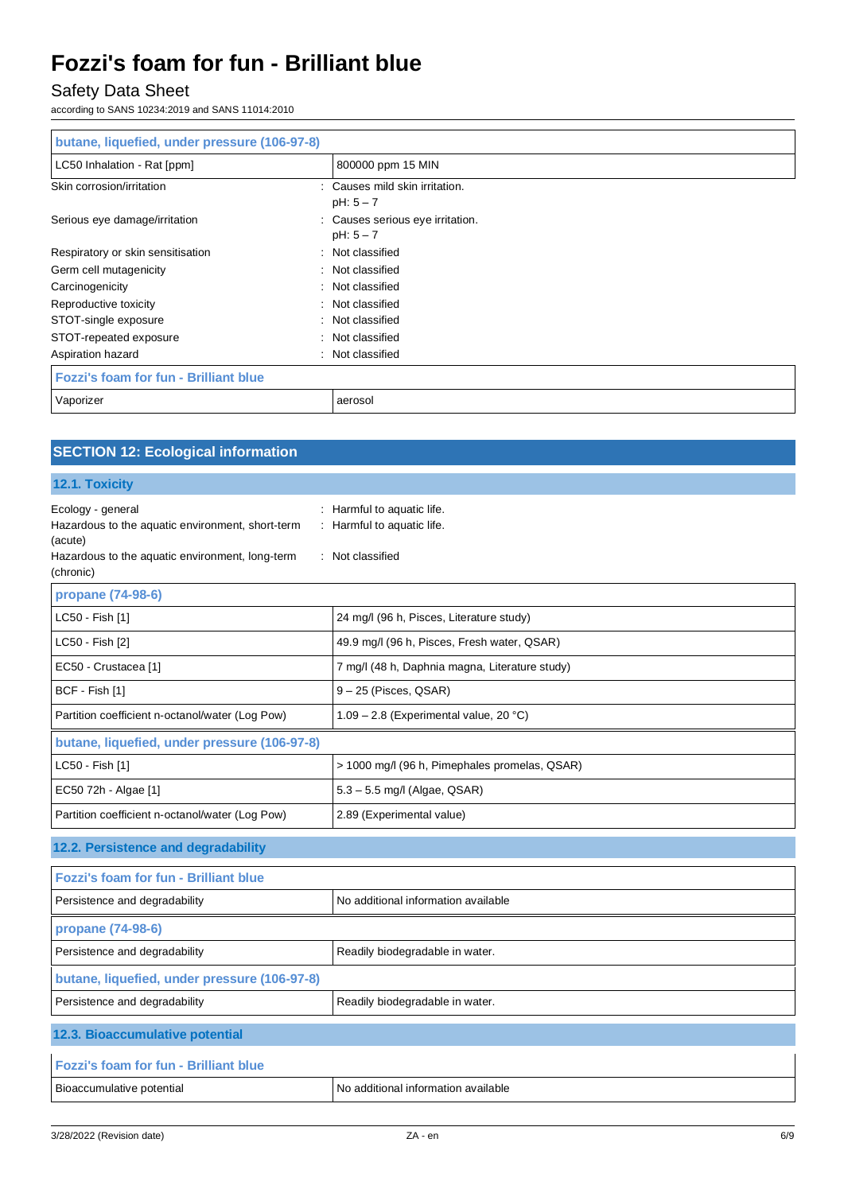| butane, liquefied, under pressure (106-97-8) | |
|---|---|
| LC50 Inhalation - Rat [ppm] | 800000 ppm 15 MIN |

Skin corrosion/irritation : Causes mild skin irritation.
pH: 5 – 7

Serious eye damage/irritation : Causes serious eye irritation.
pH: 5 – 7

Respiratory or skin sensitisation : Not classified

Germ cell mutagenicity : Not classified

Carcinogenicity : Not classified

Reproductive toxicity : Not classified

STOT-single exposure : Not classified

STOT-repeated exposure : Not classified

Aspiration hazard : Not classified

| Fozzi's foam for fun - Brilliant blue | |
|---|---|
| Vaporizer | aerosol |

## SECTION 12: Ecological information

### 12.1. Toxicity

Ecology - general : Harmful to aquatic life.

Hazardous to the aquatic environment, short-term (acute) : Harmful to aquatic life.

Hazardous to the aquatic environment, long-term (chronic) : Not classified

| propane (74-98-6) | |
|---|---|
| LC50 - Fish [1] | 24 mg/l (96 h, Pisces, Literature study) |
| LC50 - Fish [2] | 49.9 mg/l (96 h, Pisces, Fresh water, QSAR) |
| EC50 - Crustacea [1] | 7 mg/l (48 h, Daphnia magna, Literature study) |
| BCF - Fish [1] | 9 – 25 (Pisces, QSAR) |
| Partition coefficient n-octanol/water (Log Pow) | 1.09 – 2.8 (Experimental value, 20 °C) |

| butane, liquefied, under pressure (106-97-8) | |
|---|---|
| LC50 - Fish [1] | > 1000 mg/l (96 h, Pimephales promelas, QSAR) |
| EC50 72h - Algae [1] | 5.3 – 5.5 mg/l (Algae, QSAR) |
| Partition coefficient n-octanol/water (Log Pow) | 2.89 (Experimental value) |

### 12.2. Persistence and degradability

| Fozzi's foam for fun - Brilliant blue | |
|---|---|
| Persistence and degradability | No additional information available |

| propane (74-98-6) | |
|---|---|
| Persistence and degradability | Readily biodegradable in water. |

| butane, liquefied, under pressure (106-97-8) | |
|---|---|
| Persistence and degradability | Readily biodegradable in water. |

### 12.3. Bioaccumulative potential

| Fozzi's foam for fun - Brilliant blue | |
|---|---|
| Bioaccumulative potential | No additional information available |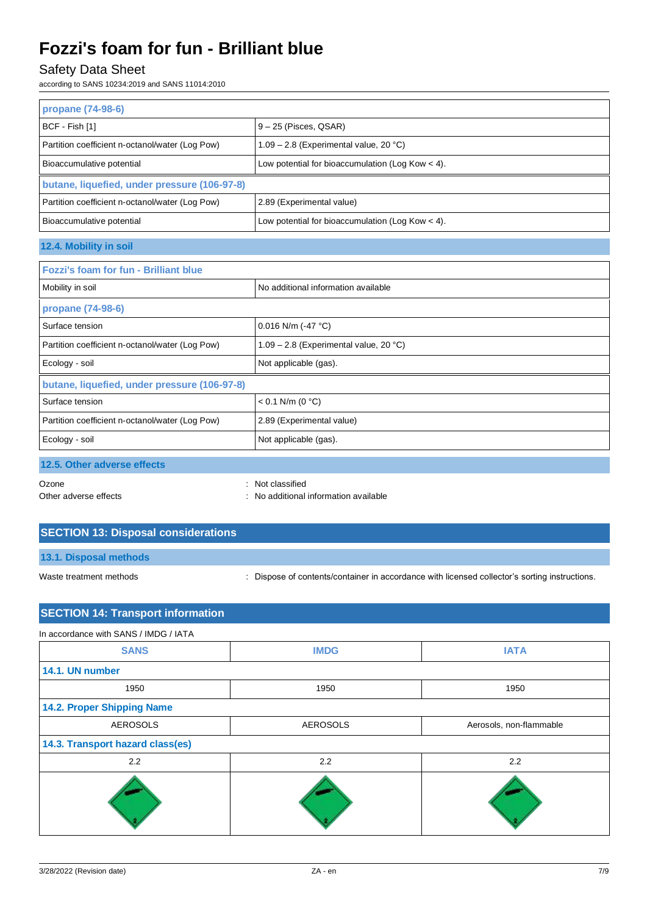| propane (74-98-6) | |
|---|---|
| BCF - Fish [1] | 9 – 25 (Pisces, QSAR) |
| Partition coefficient n-octanol/water (Log Pow) | 1.09 – 2.8 (Experimental value, 20 °C) |
| Bioaccumulative potential | Low potential for bioaccumulation (Log Kow < 4). |

| butane, liquefied, under pressure (106-97-8) | |
|---|---|
| Partition coefficient n-octanol/water (Log Pow) | 2.89 (Experimental value) |
| Bioaccumulative potential | Low potential for bioaccumulation (Log Kow < 4). |

### 12.4. Mobility in soil

| Fozzi's foam for fun - Brilliant blue | |
|---|---|
| Mobility in soil | No additional information available |

| propane (74-98-6) | |
|---|---|
| Surface tension | 0.016 N/m (-47 °C) |
| Partition coefficient n-octanol/water (Log Pow) | 1.09 – 2.8 (Experimental value, 20 °C) |
| Ecology - soil | Not applicable (gas). |

| butane, liquefied, under pressure (106-97-8) | |
|---|---|
| Surface tension | < 0.1 N/m (0 °C) |
| Partition coefficient n-octanol/water (Log Pow) | 2.89 (Experimental value) |
| Ecology - soil | Not applicable (gas). |

### 12.5. Other adverse effects

Ozone : Not classified

Other adverse effects : No additional information available

## SECTION 13: Disposal considerations

### 13.1. Disposal methods

Waste treatment methods : Dispose of contents/container in accordance with licensed collector's sorting instructions.

## SECTION 14: Transport information

In accordance with SANS / IMDG / IATA

| SANS | IMDG | IATA |
|---|---|---|
| **14.1. UN number** | | |
| 1950 | 1950 | 1950 |
| **14.2. Proper Shipping Name** | | |
| AEROSOLS | AEROSOLS | Aerosols, non-flammable |
| **14.3. Transport hazard class(es)** | | |
| 2.2 | 2.2 | 2.2 |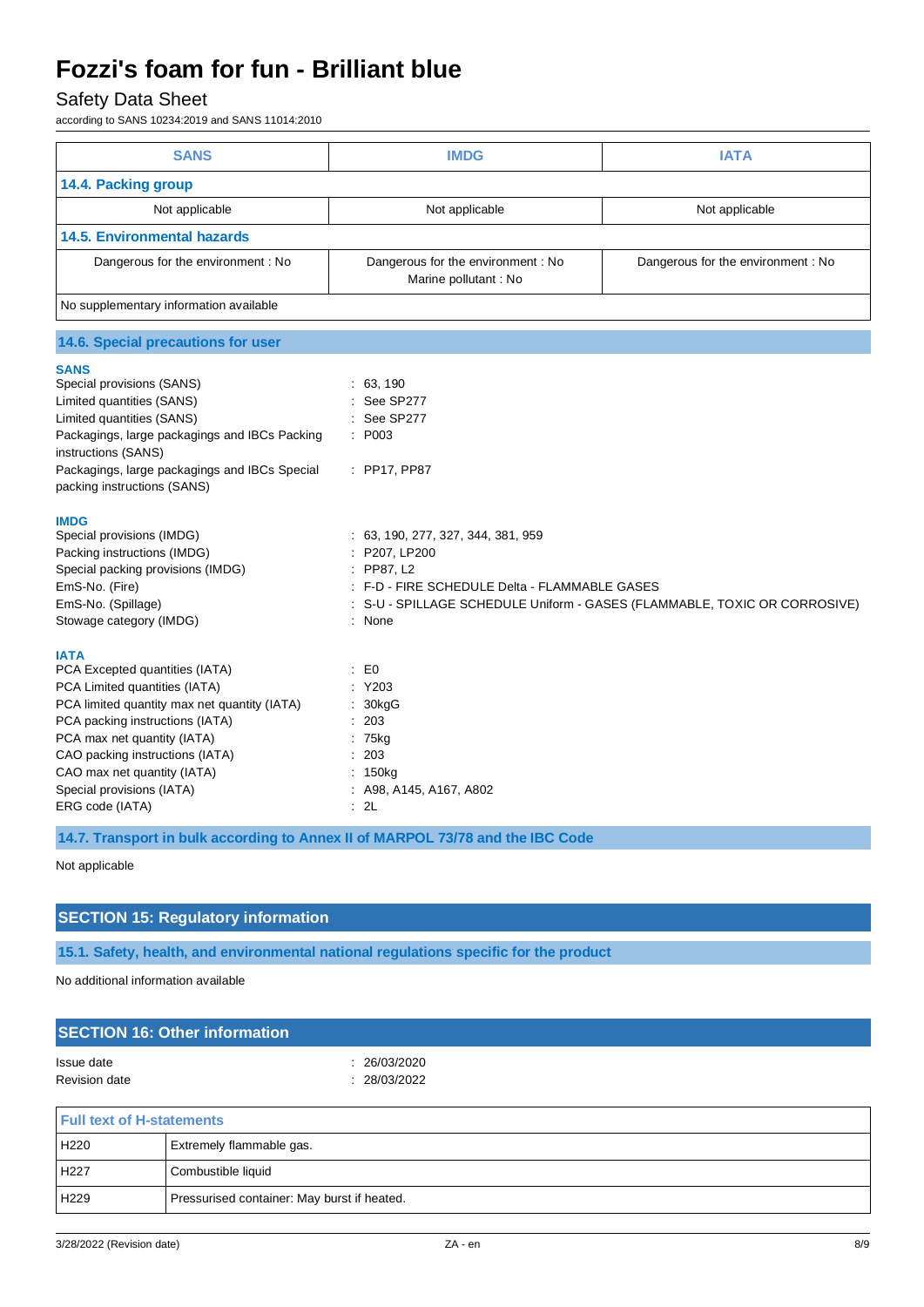| SANS | IMDG | IATA |
|---|---|---|
| **14.4. Packing group** | | |
| Not applicable | Not applicable | Not applicable |
| **14.5. Environmental hazards** | | |
| Dangerous for the environment : No | Dangerous for the environment : No<br>Marine pollutant : No | Dangerous for the environment : No |
| No supplementary information available | | |

### 14.6. Special precautions for user

**SANS**

Special provisions (SANS) : 63, 190
Limited quantities (SANS) : See SP277
Limited quantities (SANS) : See SP277
Packagings, large packagings and IBCs Packing instructions (SANS) : P003
Packagings, large packagings and IBCs Special packing instructions (SANS) : PP17, PP87

**IMDG**

Special provisions (IMDG) : 63, 190, 277, 327, 344, 381, 959
Packing instructions (IMDG) : P207, LP200
Special packing provisions (IMDG) : PP87, L2
EmS-No. (Fire) : F-D - FIRE SCHEDULE Delta - FLAMMABLE GASES
EmS-No. (Spillage) : S-U - SPILLAGE SCHEDULE Uniform - GASES (FLAMMABLE, TOXIC OR CORROSIVE)
Stowage category (IMDG) : None

**IATA**

PCA Excepted quantities (IATA) : E0
PCA Limited quantities (IATA) : Y203
PCA limited quantity max net quantity (IATA) : 30kgG
PCA packing instructions (IATA) : 203
PCA max net quantity (IATA) : 75kg
CAO packing instructions (IATA) : 203
CAO max net quantity (IATA) : 150kg
Special provisions (IATA) : A98, A145, A167, A802
ERG code (IATA) : 2L

### 14.7. Transport in bulk according to Annex II of MARPOL 73/78 and the IBC Code

Not applicable

## SECTION 15: Regulatory information

### 15.1. Safety, health, and environmental national regulations specific for the product

No additional information available

## SECTION 16: Other information

Issue date : 26/03/2020
Revision date : 28/03/2022

| Full text of H-statements | |
|---|---|
| H220 | Extremely flammable gas. |
| H227 | Combustible liquid |
| H229 | Pressurised container: May burst if heated. |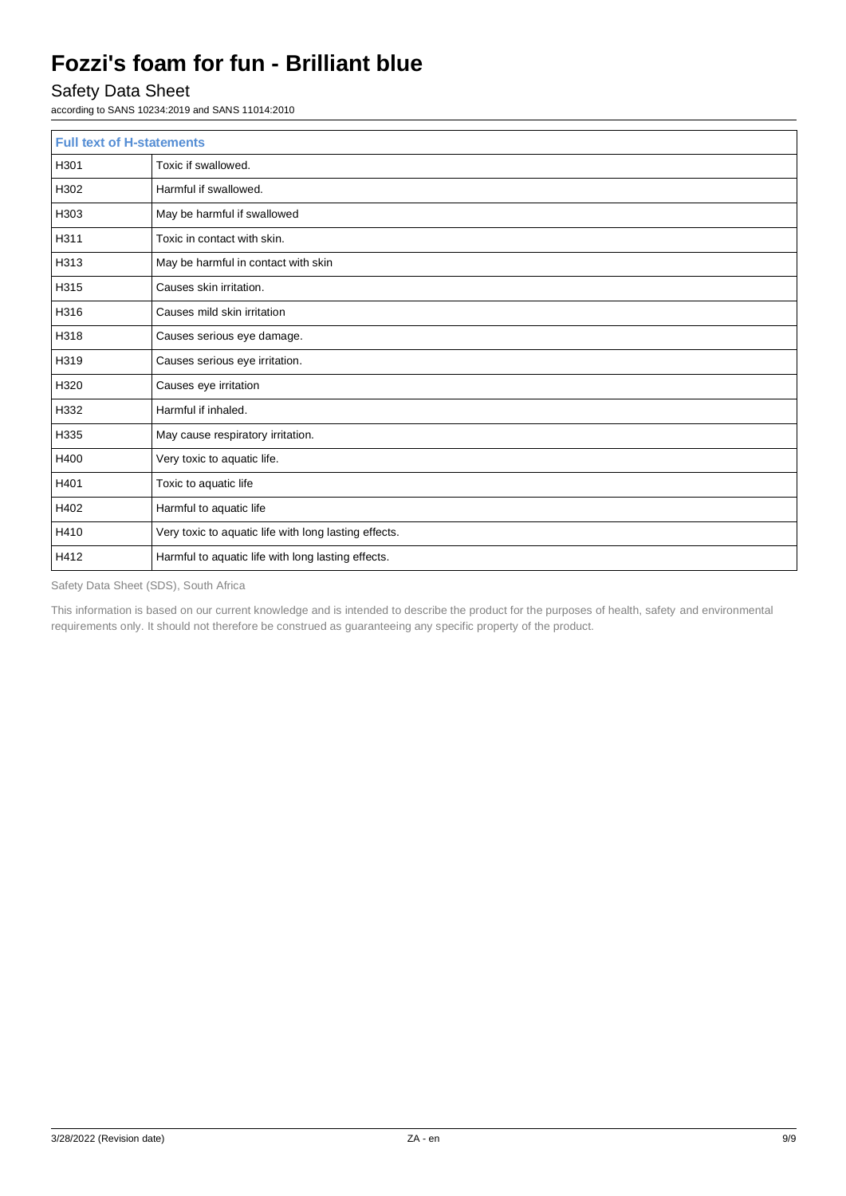# Fozzi's foam for fun - Brilliant blue

## Safety Data Sheet

according to SANS 10234:2019 and SANS 11014:2010

| Full text of H-statements | |
|---|---|
| H301 | Toxic if swallowed. |
| H302 | Harmful if swallowed. |
| H303 | May be harmful if swallowed |
| H311 | Toxic in contact with skin. |
| H313 | May be harmful in contact with skin |
| H315 | Causes skin irritation. |
| H316 | Causes mild skin irritation |
| H318 | Causes serious eye damage. |
| H319 | Causes serious eye irritation. |
| H320 | Causes eye irritation |
| H332 | Harmful if inhaled. |
| H335 | May cause respiratory irritation. |
| H400 | Very toxic to aquatic life. |
| H401 | Toxic to aquatic life |
| H402 | Harmful to aquatic life |
| H410 | Very toxic to aquatic life with long lasting effects. |
| H412 | Harmful to aquatic life with long lasting effects. |

Safety Data Sheet (SDS), South Africa

This information is based on our current knowledge and is intended to describe the product for the purposes of health, safety and environmental requirements only. It should not therefore be construed as guaranteeing any specific property of the product.